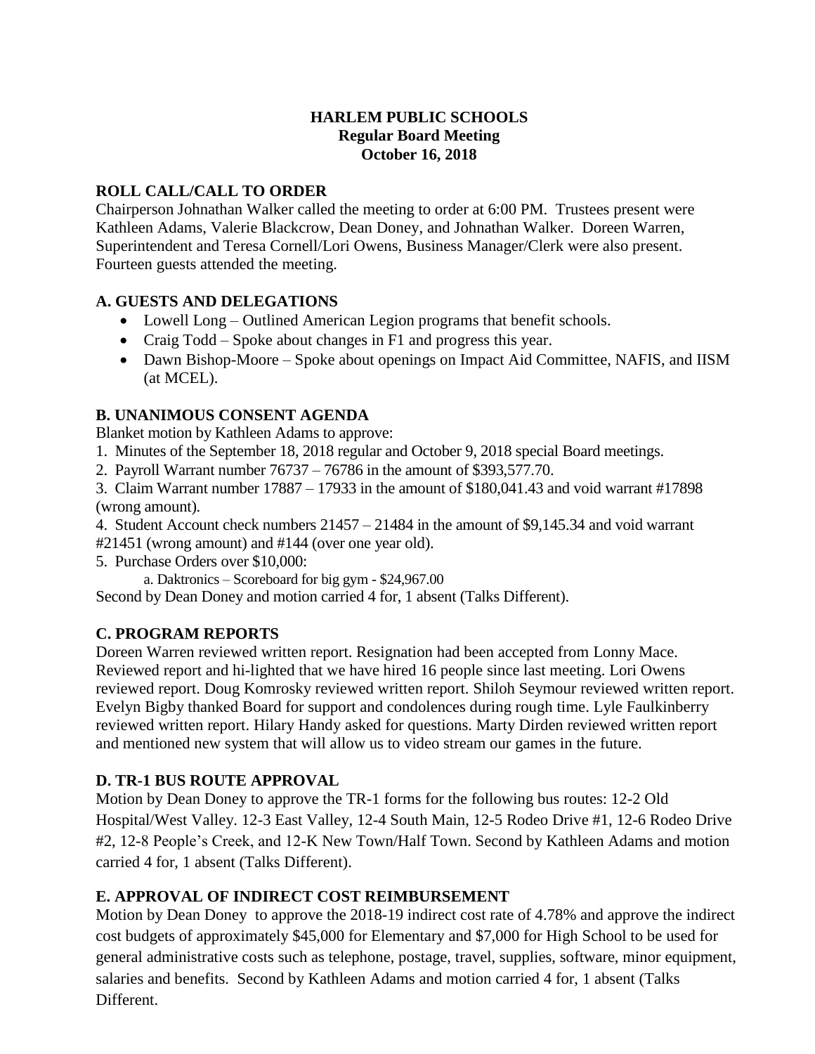# HARLEM PUBLIC SCHOOLS
## Regular Board Meeting
## October 16, 2018

### ROLL CALL/CALL TO ORDER

Chairperson Johnathan Walker called the meeting to order at 6:00 PM. Trustees present were Kathleen Adams, Valerie Blackcrow, Dean Doney, and Johnathan Walker. Doreen Warren, Superintendent and Teresa Cornell/Lori Owens, Business Manager/Clerk were also present. Fourteen guests attended the meeting.

### A. GUESTS AND DELEGATIONS

- Lowell Long – Outlined American Legion programs that benefit schools.
- Craig Todd – Spoke about changes in F1 and progress this year.
- Dawn Bishop-Moore – Spoke about openings on Impact Aid Committee, NAFIS, and IISM (at MCEL).

### B. UNANIMOUS CONSENT AGENDA

Blanket motion by Kathleen Adams to approve:

1. Minutes of the September 18, 2018 regular and October 9, 2018 special Board meetings.
2. Payroll Warrant number 76737 – 76786 in the amount of $393,577.70.
3. Claim Warrant number 17887 – 17933 in the amount of $180,041.43 and void warrant #17898 (wrong amount).
4. Student Account check numbers 21457 – 21484 in the amount of $9,145.34 and void warrant #21451 (wrong amount) and #144 (over one year old).
5. Purchase Orders over $10,000:
    a. Daktronics – Scoreboard for big gym - $24,967.00

Second by Dean Doney and motion carried 4 for, 1 absent (Talks Different).

### C. PROGRAM REPORTS

Doreen Warren reviewed written report. Resignation had been accepted from Lonny Mace. Reviewed report and hi-lighted that we have hired 16 people since last meeting. Lori Owens reviewed report. Doug Komrosky reviewed written report. Shiloh Seymour reviewed written report. Evelyn Bigby thanked Board for support and condolences during rough time. Lyle Faulkinberry reviewed written report. Hilary Handy asked for questions. Marty Dirden reviewed written report and mentioned new system that will allow us to video stream our games in the future.

### D. TR-1 BUS ROUTE APPROVAL

Motion by Dean Doney to approve the TR-1 forms for the following bus routes: 12-2 Old Hospital/West Valley. 12-3 East Valley, 12-4 South Main, 12-5 Rodeo Drive #1, 12-6 Rodeo Drive #2, 12-8 People's Creek, and 12-K New Town/Half Town. Second by Kathleen Adams and motion carried 4 for, 1 absent (Talks Different).

### E. APPROVAL OF INDIRECT COST REIMBURSEMENT

Motion by Dean Doney to approve the 2018-19 indirect cost rate of 4.78% and approve the indirect cost budgets of approximately $45,000 for Elementary and $7,000 for High School to be used for general administrative costs such as telephone, postage, travel, supplies, software, minor equipment, salaries and benefits. Second by Kathleen Adams and motion carried 4 for, 1 absent (Talks Different.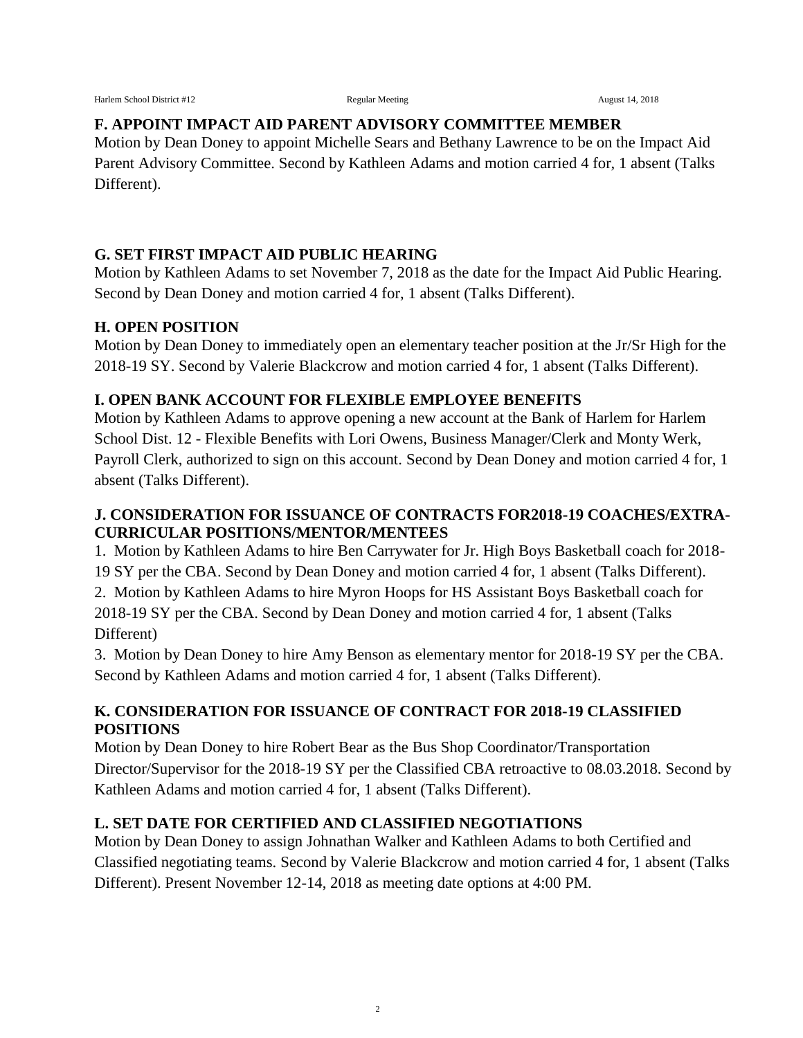## F. APPOINT IMPACT AID PARENT ADVISORY COMMITTEE MEMBER

Motion by Dean Doney to appoint Michelle Sears and Bethany Lawrence to be on the Impact Aid Parent Advisory Committee. Second by Kathleen Adams and motion carried 4 for, 1 absent (Talks Different).

## G. SET FIRST IMPACT AID PUBLIC HEARING

Motion by Kathleen Adams to set November 7, 2018 as the date for the Impact Aid Public Hearing. Second by Dean Doney and motion carried 4 for, 1 absent (Talks Different).

## H. OPEN POSITION

Motion by Dean Doney to immediately open an elementary teacher position at the Jr/Sr High for the 2018-19 SY. Second by Valerie Blackcrow and motion carried 4 for, 1 absent (Talks Different).

## I. OPEN BANK ACCOUNT FOR FLEXIBLE EMPLOYEE BENEFITS

Motion by Kathleen Adams to approve opening a new account at the Bank of Harlem for Harlem School Dist. 12 - Flexible Benefits with Lori Owens, Business Manager/Clerk and Monty Werk, Payroll Clerk, authorized to sign on this account. Second by Dean Doney and motion carried 4 for, 1 absent (Talks Different).

## J. CONSIDERATION FOR ISSUANCE OF CONTRACTS FOR2018-19 COACHES/EXTRA-CURRICULAR POSITIONS/MENTOR/MENTEES

1. Motion by Kathleen Adams to hire Ben Carrywater for Jr. High Boys Basketball coach for 2018-19 SY per the CBA. Second by Dean Doney and motion carried 4 for, 1 absent (Talks Different).
2. Motion by Kathleen Adams to hire Myron Hoops for HS Assistant Boys Basketball coach for 2018-19 SY per the CBA. Second by Dean Doney and motion carried 4 for, 1 absent (Talks Different)
3. Motion by Dean Doney to hire Amy Benson as elementary mentor for 2018-19 SY per the CBA. Second by Kathleen Adams and motion carried 4 for, 1 absent (Talks Different).

## K. CONSIDERATION FOR ISSUANCE OF CONTRACT FOR 2018-19 CLASSIFIED POSITIONS

Motion by Dean Doney to hire Robert Bear as the Bus Shop Coordinator/Transportation Director/Supervisor for the 2018-19 SY per the Classified CBA retroactive to 08.03.2018. Second by Kathleen Adams and motion carried 4 for, 1 absent (Talks Different).

## L. SET DATE FOR CERTIFIED AND CLASSIFIED NEGOTIATIONS

Motion by Dean Doney to assign Johnathan Walker and Kathleen Adams to both Certified and Classified negotiating teams. Second by Valerie Blackcrow and motion carried 4 for, 1 absent (Talks Different). Present November 12-14, 2018 as meeting date options at 4:00 PM.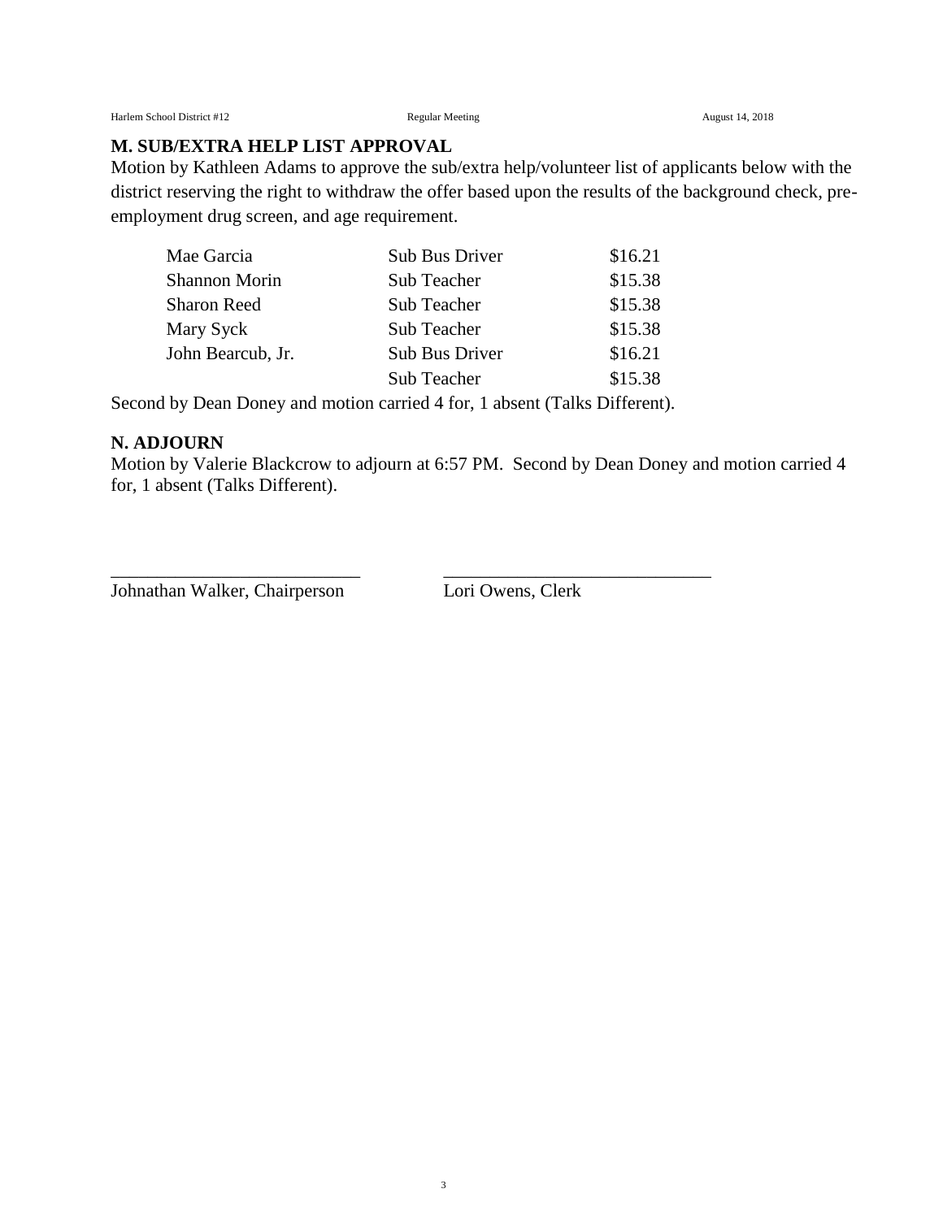**M. SUB/EXTRA HELP LIST APPROVAL**

Motion by Kathleen Adams to approve the sub/extra help/volunteer list of applicants below with the district reserving the right to withdraw the offer based upon the results of the background check, pre-employment drug screen, and age requirement.

| | | |
|---|---|---|
| Mae Garcia | Sub Bus Driver | $16.21 |
| Shannon Morin | Sub Teacher | $15.38 |
| Sharon Reed | Sub Teacher | $15.38 |
| Mary Syck | Sub Teacher | $15.38 |
| John Bearcub, Jr. | Sub Bus Driver | $16.21 |
| | Sub Teacher | $15.38 |

Second by Dean Doney and motion carried 4 for, 1 absent (Talks Different).

**N. ADJOURN**

Motion by Valerie Blackcrow to adjourn at 6:57 PM. Second by Dean Doney and motion carried 4 for, 1 absent (Talks Different).

\_\_\_\_\_\_\_\_\_\_\_\_\_\_\_\_\_\_\_\_\_\_\_\_\_\_\_\_
Johnathan Walker, Chairperson

\_\_\_\_\_\_\_\_\_\_\_\_\_\_\_\_\_\_\_\_\_\_\_\_\_\_\_\_
Lori Owens, Clerk